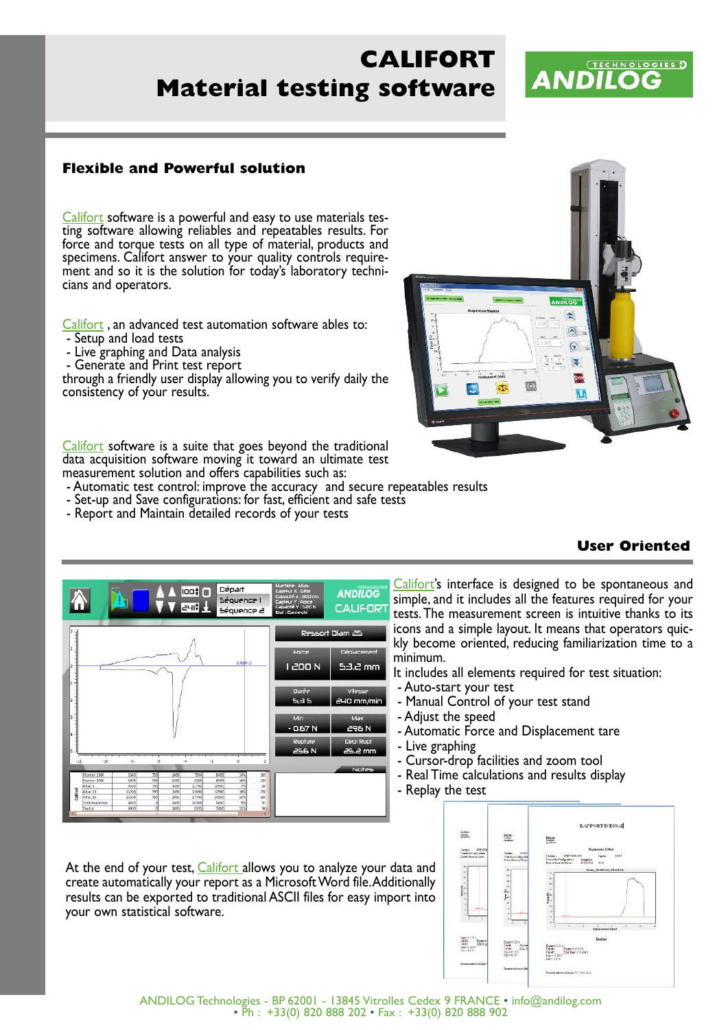# CALIFORT
# Material testing software

## Flexible and Powerful solution

Califort software is a powerful and easy to use materials testing software allowing reliables and repeatables results. For force and torque tests on all type of material, products and specimens. Califort answer to your quality controls requirement and so it is the solution for today's laboratory technicians and operators.

Califort , an advanced test automation software ables to:

- Setup and load tests
- Live graphing and Data analysis
- Generate and Print test report

through a friendly user display allowing you to verify daily the consistency of your results.

Califort software is a suite that goes beyond the traditional data acquisition software moving it toward an ultimate test measurement solution and offers capabilities such as:

- Automatic test control: improve the accuracy and secure repeatables results
- Set-up and Save configurations: for fast, efficient and safe tests
- Report and Maintain detailed records of your tests

## User Oriented

Califort's interface is designed to be spontaneous and simple, and it includes all the features required for your tests. The measurement screen is intuitive thanks to its icons and a simple layout. It means that operators quickly become oriented, reducing familiarization time to a minimum.

It includes all elements required for test situation:

- Auto-start your test
- Manual Control of your test stand
- Adjust the speed
- Automatic Force and Displacement tare
- Live graphing
- Cursor-drop facilities and zoom tool
- Real Time calculations and results display
- Replay the test

At the end of your test, Califort allows you to analyze your data and create automatically your report as a Microsoft Word file. Additionally results can be exported to traditional ASCII files for easy import into your own statistical software.

ANDILOG Technologies - BP 62001 - 13845 Vitrolles Cedex 9 FRANCE • info@andilog.com
• Ph : +33(0) 820 888 202 • Fax : +33(0) 820 888 902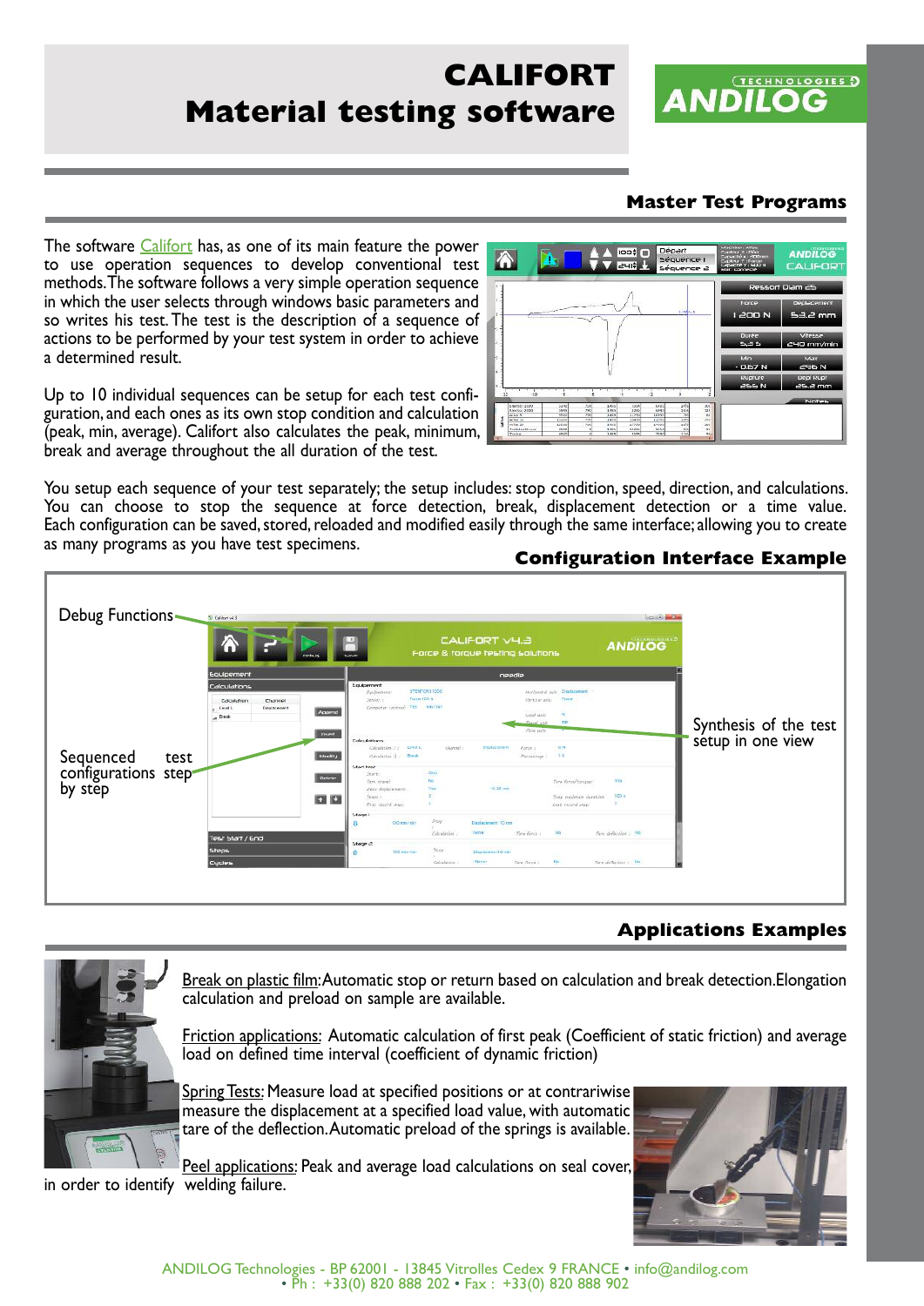# CALIFORT
# Material testing software

## Master Test Programs

The software Califort has, as one of its main feature the power to use operation sequences to develop conventional test methods. The software follows a very simple operation sequence in which the user selects through windows basic parameters and so writes his test. The test is the description of a sequence of actions to be performed by your test system in order to achieve a determined result.

Up to 10 individual sequences can be setup for each test configuration, and each ones as its own stop condition and calculation (peak, min, average). Califort also calculates the peak, minimum, break and average throughout the all duration of the test.

You setup each sequence of your test separately; the setup includes: stop condition, speed, direction, and calculations. You can choose to stop the sequence at force detection, break, displacement detection or a time value. Each configuration can be saved, stored, reloaded and modified easily through the same interface; allowing you to create as many programs as you have test specimens.

## Configuration Interface Example

Debug Functions

Sequenced test configurations step by step

Synthesis of the test setup in one view

## Applications Examples

Break on plastic film: Automatic stop or return based on calculation and break detection. Elongation calculation and preload on sample are available.

Friction applications: Automatic calculation of first peak (Coefficient of static friction) and average load on defined time interval (coefficient of dynamic friction)

Spring Tests: Measure load at specified positions or at contrariwise measure the displacement at a specified load value, with automatic tare of the deflection. Automatic preload of the springs is available.

Peel applications: Peak and average load calculations on seal cover, in order to identify welding failure.

ANDILOG Technologies - BP 62001 - 13845 Vitrolles Cedex 9 FRANCE • info@andilog.com • Ph : +33(0) 820 888 202 • Fax : +33(0) 820 888 902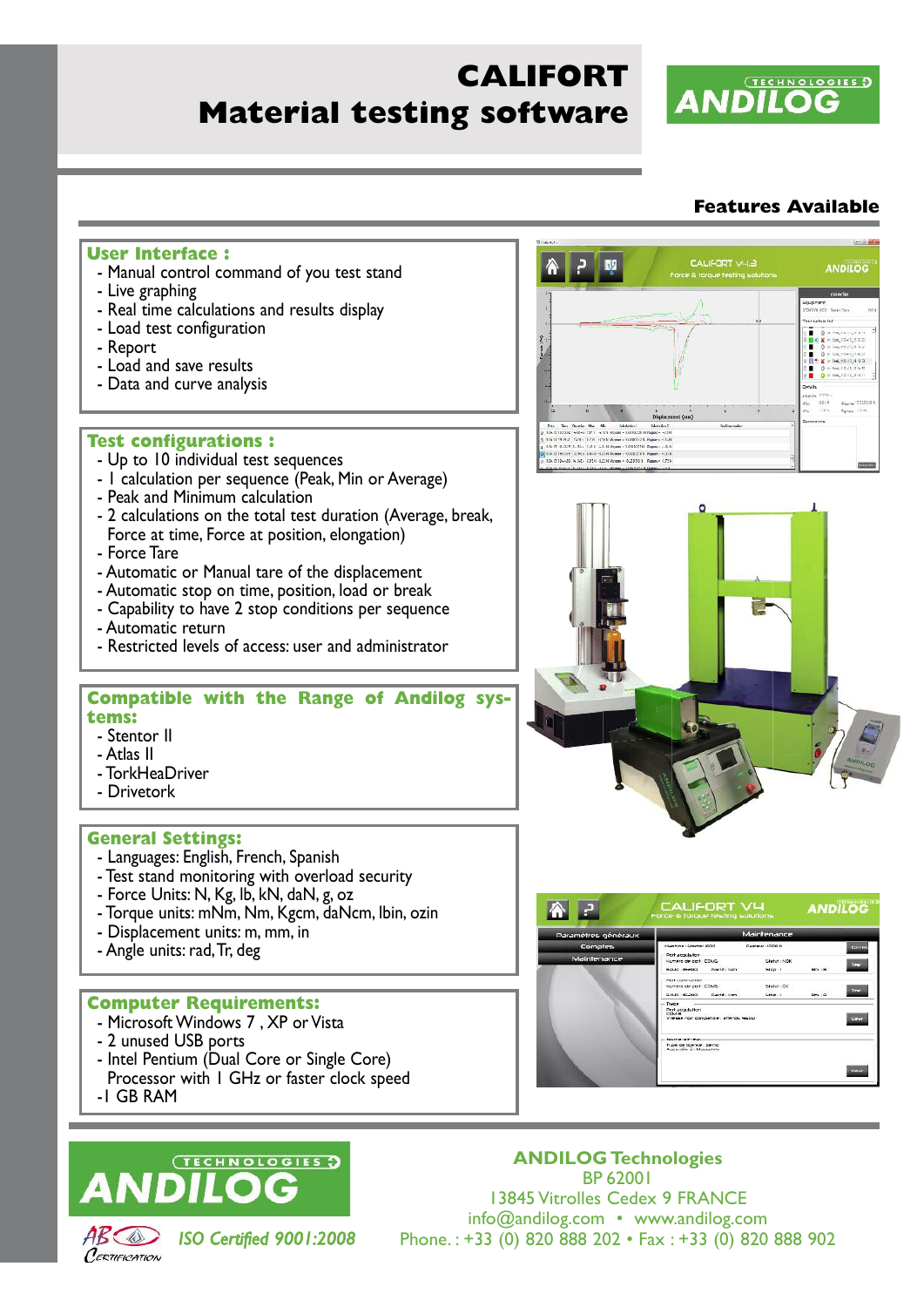# CALIFORT
# Material testing software

ANDILOG TECHNOLOGIES

**Features Available**

## User Interface :

- Manual control command of you test stand
- Live graphing
- Real time calculations and results display
- Load test configuration
- Report
- Load and save results
- Data and curve analysis

## Test configurations :

- Up to 10 individual test sequences
- 1 calculation per sequence (Peak, Min or Average)
- Peak and Minimum calculation
- 2 calculations on the total test duration (Average, break, Force at time, Force at position, elongation)
- Force Tare
- Automatic or Manual tare of the displacement
- Automatic stop on time, position, load or break
- Capability to have 2 stop conditions per sequence
- Automatic return
- Restricted levels of access: user and administrator

## Compatible with the Range of Andilog systems:

- Stentor II
- Atlas II
- TorkHeaDriver
- Drivetork

## General Settings:

- Languages: English, French, Spanish
- Test stand monitoring with overload security
- Force Units: N, Kg, lb, kN, daN, g, oz
- Torque units: mNm, Nm, Kgcm, daNcm, lbin, ozin
- Displacement units: m, mm, in
- Angle units: rad, Tr, deg

## Computer Requirements:

- Microsoft Windows 7 , XP or Vista
- 2 unused USB ports
- Intel Pentium (Dual Core or Single Core) Processor with 1 GHz or faster clock speed
- 1 GB RAM

ANDILOG TECHNOLOGIES

*ISO Certified 9001:2008*

**ANDILOG Technologies**
BP 62001
13845 Vitrolles Cedex 9 FRANCE
info@andilog.com • www.andilog.com
Phone. : +33 (0) 820 888 202 • Fax : +33 (0) 820 888 902